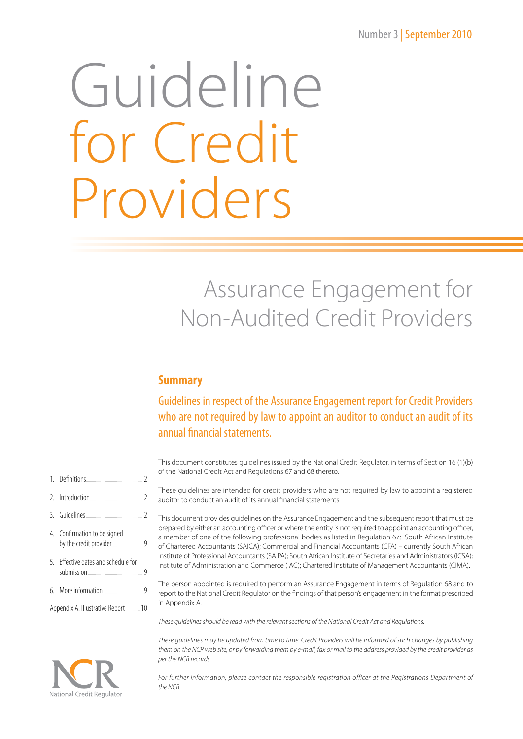Number 3 | September 2010

# Guideline for Credit Providers

## Assurance Engagement for Non-Audited Credit Providers

### Summary

Guidelines in respect of the Assurance Engagement report for Credit Providers who are not required by law to appoint an auditor to conduct an audit of its annual financial statements.

1. Definitions ..... 2
2. Introduction ..... 2
3. Guidelines ..... 2
4. Confirmation to be signed by the credit provider ..... 9
5. Effective dates and schedule for submission ..... 9
6. More information ..... 9

Appendix A: Illustrative Report ..... 10

This document constitutes guidelines issued by the National Credit Regulator, in terms of Section 16 (1)(b) of the National Credit Act and Regulations 67 and 68 thereto.

These guidelines are intended for credit providers who are not required by law to appoint a registered auditor to conduct an audit of its annual financial statements.

This document provides guidelines on the Assurance Engagement and the subsequent report that must be prepared by either an accounting officer or where the entity is not required to appoint an accounting officer, a member of one of the following professional bodies as listed in Regulation 67: South African Institute of Chartered Accountants (SAICA); Commercial and Financial Accountants (CFA) – currently South African Institute of Professional Accountants (SAIPA); South African Institute of Secretaries and Administrators (ICSA); Institute of Administration and Commerce (IAC); Chartered Institute of Management Accountants (CIMA).

The person appointed is required to perform an Assurance Engagement in terms of Regulation 68 and to report to the National Credit Regulator on the findings of that person's engagement in the format prescribed in Appendix A.

*These guidelines should be read with the relevant sections of the National Credit Act and Regulations.*

*These guidelines may be updated from time to time. Credit Providers will be informed of such changes by publishing them on the NCR web site, or by forwarding them by e-mail, fax or mail to the address provided by the credit provider as per the NCR records.*

*For further information, please contact the responsible registration officer at the Registrations Department of the NCR.*

NCR National Credit Regulator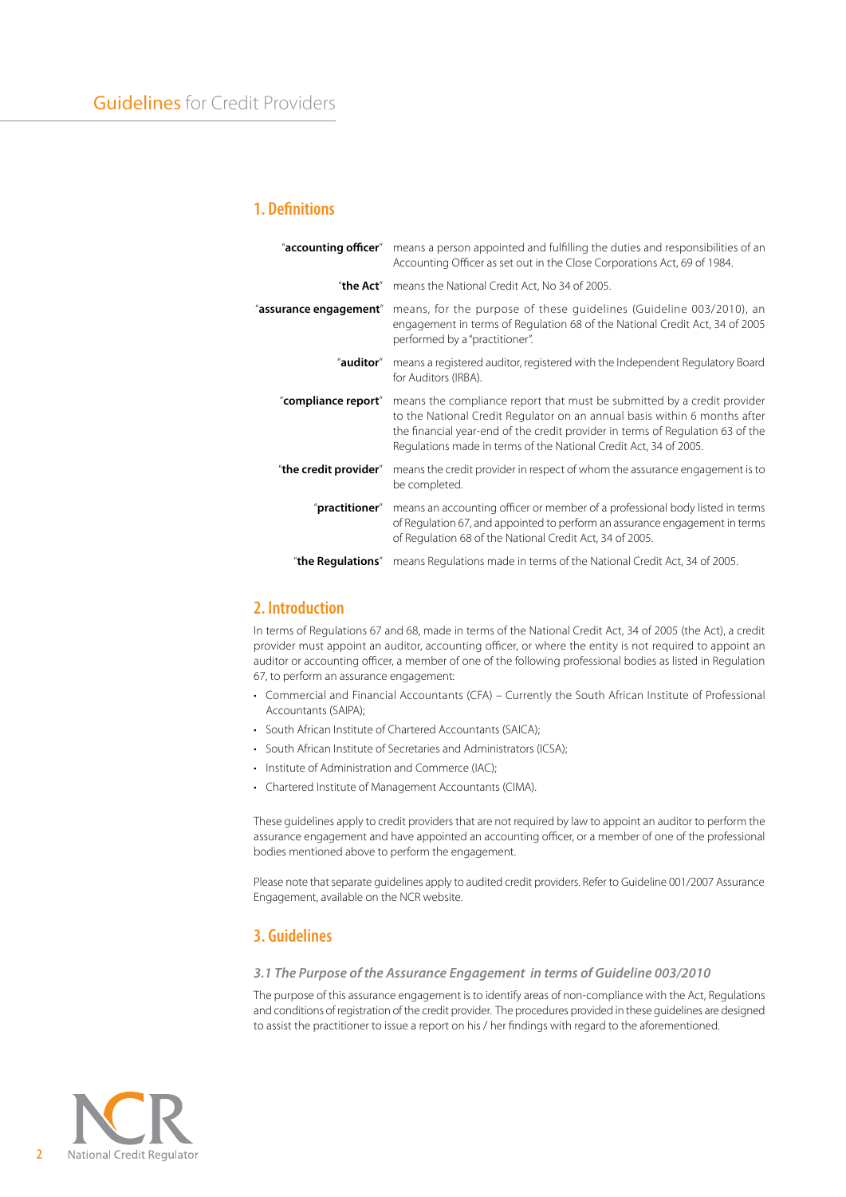## 1. Definitions

| | |
|---|---|
| "**accounting officer**" | means a person appointed and fulfilling the duties and responsibilities of an Accounting Officer as set out in the Close Corporations Act, 69 of 1984. |
| "**the Act**" | means the National Credit Act, No 34 of 2005. |
| "**assurance engagement**" | means, for the purpose of these guidelines (Guideline 003/2010), an engagement in terms of Regulation 68 of the National Credit Act, 34 of 2005 performed by a "practitioner". |
| "**auditor**" | means a registered auditor, registered with the Independent Regulatory Board for Auditors (IRBA). |
| "**compliance report**" | means the compliance report that must be submitted by a credit provider to the National Credit Regulator on an annual basis within 6 months after the financial year-end of the credit provider in terms of Regulation 63 of the Regulations made in terms of the National Credit Act, 34 of 2005. |
| "**the credit provider**" | means the credit provider in respect of whom the assurance engagement is to be completed. |
| "**practitioner**" | means an accounting officer or member of a professional body listed in terms of Regulation 67, and appointed to perform an assurance engagement in terms of Regulation 68 of the National Credit Act, 34 of 2005. |
| "**the Regulations**" | means Regulations made in terms of the National Credit Act, 34 of 2005. |

## 2. Introduction

In terms of Regulations 67 and 68, made in terms of the National Credit Act, 34 of 2005 (the Act), a credit provider must appoint an auditor, accounting officer, or where the entity is not required to appoint an auditor or accounting officer, a member of one of the following professional bodies as listed in Regulation 67, to perform an assurance engagement:

- Commercial and Financial Accountants (CFA) – Currently the South African Institute of Professional Accountants (SAIPA);
- South African Institute of Chartered Accountants (SAICA);
- South African Institute of Secretaries and Administrators (ICSA);
- Institute of Administration and Commerce (IAC);
- Chartered Institute of Management Accountants (CIMA).

These guidelines apply to credit providers that are not required by law to appoint an auditor to perform the assurance engagement and have appointed an accounting officer, or a member of one of the professional bodies mentioned above to perform the engagement.

Please note that separate guidelines apply to audited credit providers. Refer to Guideline 001/2007 Assurance Engagement, available on the NCR website.

## 3. Guidelines

### *3.1 The Purpose of the Assurance Engagement in terms of Guideline 003/2010*

The purpose of this assurance engagement is to identify areas of non-compliance with the Act, Regulations and conditions of registration of the credit provider. The procedures provided in these guidelines are designed to assist the practitioner to issue a report on his / her findings with regard to the aforementioned.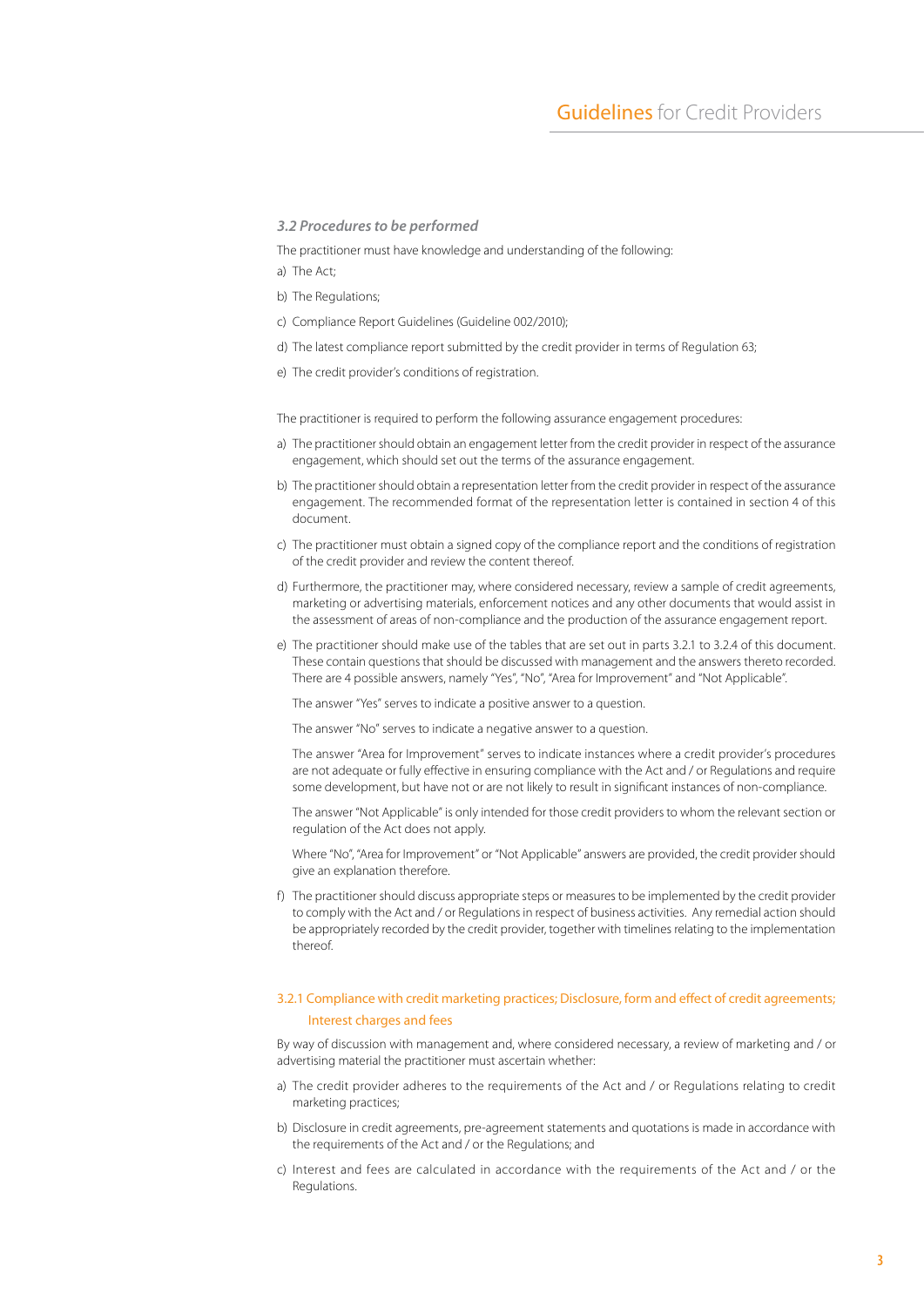### *3.2 Procedures to be performed*

The practitioner must have knowledge and understanding of the following:

a) The Act;

b) The Regulations;

c) Compliance Report Guidelines (Guideline 002/2010);

d) The latest compliance report submitted by the credit provider in terms of Regulation 63;

e) The credit provider's conditions of registration.

The practitioner is required to perform the following assurance engagement procedures:

a) The practitioner should obtain an engagement letter from the credit provider in respect of the assurance engagement, which should set out the terms of the assurance engagement.

b) The practitioner should obtain a representation letter from the credit provider in respect of the assurance engagement. The recommended format of the representation letter is contained in section 4 of this document.

c) The practitioner must obtain a signed copy of the compliance report and the conditions of registration of the credit provider and review the content thereof.

d) Furthermore, the practitioner may, where considered necessary, review a sample of credit agreements, marketing or advertising materials, enforcement notices and any other documents that would assist in the assessment of areas of non-compliance and the production of the assurance engagement report.

e) The practitioner should make use of the tables that are set out in parts 3.2.1 to 3.2.4 of this document. These contain questions that should be discussed with management and the answers thereto recorded. There are 4 possible answers, namely "Yes", "No", "Area for Improvement" and "Not Applicable".

   The answer "Yes" serves to indicate a positive answer to a question.

   The answer "No" serves to indicate a negative answer to a question.

   The answer "Area for Improvement" serves to indicate instances where a credit provider's procedures are not adequate or fully effective in ensuring compliance with the Act and / or Regulations and require some development, but have not or are not likely to result in significant instances of non-compliance.

   The answer "Not Applicable" is only intended for those credit providers to whom the relevant section or regulation of the Act does not apply.

   Where "No", "Area for Improvement" or "Not Applicable" answers are provided, the credit provider should give an explanation therefore.

f) The practitioner should discuss appropriate steps or measures to be implemented by the credit provider to comply with the Act and / or Regulations in respect of business activities. Any remedial action should be appropriately recorded by the credit provider, together with timelines relating to the implementation thereof.

#### 3.2.1 Compliance with credit marketing practices; Disclosure, form and effect of credit agreements; Interest charges and fees

By way of discussion with management and, where considered necessary, a review of marketing and / or advertising material the practitioner must ascertain whether:

a) The credit provider adheres to the requirements of the Act and / or Regulations relating to credit marketing practices;

b) Disclosure in credit agreements, pre-agreement statements and quotations is made in accordance with the requirements of the Act and / or the Regulations; and

c) Interest and fees are calculated in accordance with the requirements of the Act and / or the Regulations.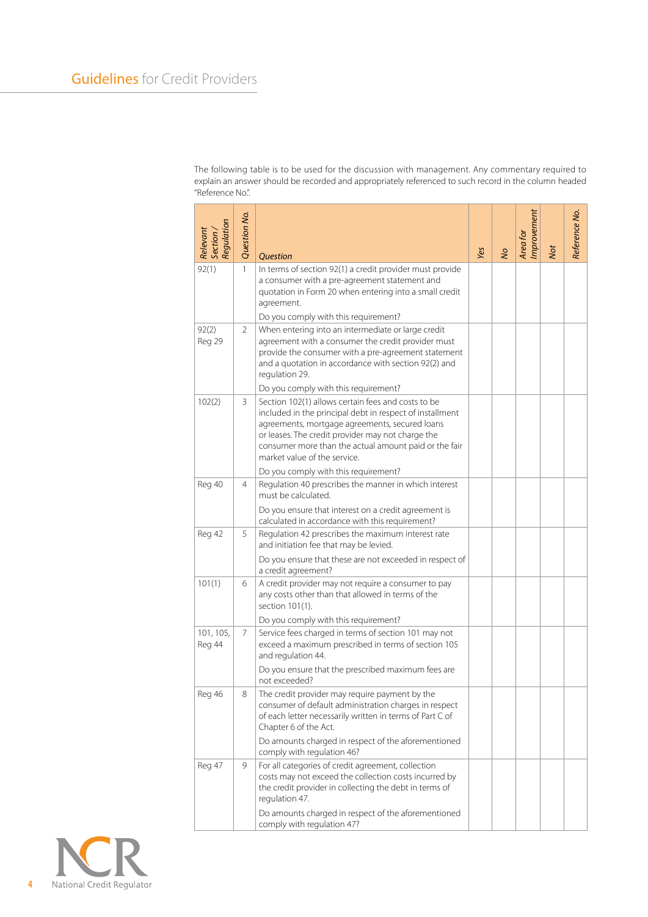The following table is to be used for the discussion with management. Any commentary required to explain an answer should be recorded and appropriately referenced to such record in the column headed "Reference No.".

| *Relevant Section / Regulation* | *Question No.* | *Question* | *Yes* | *No* | *Area for Improvement* | *Not* | *Reference No.* |
|---|---|---|---|---|---|---|---|
| 92(1) | 1 | In terms of section 92(1) a credit provider must provide a consumer with a pre-agreement statement and quotation in Form 20 when entering into a small credit agreement.<br><br>Do you comply with this requirement? | | | | | |
| 92(2)<br>Reg 29 | 2 | When entering into an intermediate or large credit agreement with a consumer the credit provider must provide the consumer with a pre-agreement statement and a quotation in accordance with section 92(2) and regulation 29.<br><br>Do you comply with this requirement? | | | | | |
| 102(2) | 3 | Section 102(1) allows certain fees and costs to be included in the principal debt in respect of installment agreements, mortgage agreements, secured loans or leases. The credit provider may not charge the consumer more than the actual amount paid or the fair market value of the service.<br><br>Do you comply with this requirement? | | | | | |
| Reg 40 | 4 | Regulation 40 prescribes the manner in which interest must be calculated.<br><br>Do you ensure that interest on a credit agreement is calculated in accordance with this requirement? | | | | | |
| Reg 42 | 5 | Regulation 42 prescribes the maximum interest rate and initiation fee that may be levied.<br><br>Do you ensure that these are not exceeded in respect of a credit agreement? | | | | | |
| 101(1) | 6 | A credit provider may not require a consumer to pay any costs other than that allowed in terms of the section 101(1).<br><br>Do you comply with this requirement? | | | | | |
| 101, 105,<br>Reg 44 | 7 | Service fees charged in terms of section 101 may not exceed a maximum prescribed in terms of section 105 and regulation 44.<br><br>Do you ensure that the prescribed maximum fees are not exceeded? | | | | | |
| Reg 46 | 8 | The credit provider may require payment by the consumer of default administration charges in respect of each letter necessarily written in terms of Part C of Chapter 6 of the Act.<br><br>Do amounts charged in respect of the aforementioned comply with regulation 46? | | | | | |
| Reg 47 | 9 | For all categories of credit agreement, collection costs may not exceed the collection costs incurred by the credit provider in collecting the debt in terms of regulation 47.<br><br>Do amounts charged in respect of the aforementioned comply with regulation 47? | | | | | |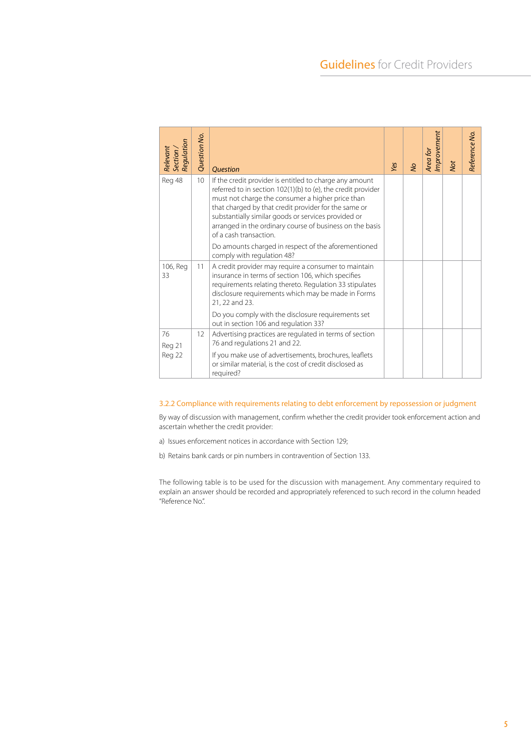| *Relevant Section / Regulation* | *Question No.* | *Question* | *Yes* | *No* | *Area for Improvement* | *Not* | *Reference No.* |
|---|---|---|---|---|---|---|---|
| Reg 48 | 10 | If the credit provider is entitled to charge any amount referred to in section 102(1)(b) to (e), the credit provider must not charge the consumer a higher price than that charged by that credit provider for the same or substantially similar goods or services provided or arranged in the ordinary course of business on the basis of a cash transaction.<br><br>Do amounts charged in respect of the aforementioned comply with regulation 48? | | | | | |
| 106, Reg 33 | 11 | A credit provider may require a consumer to maintain insurance in terms of section 106, which specifies requirements relating thereto. Regulation 33 stipulates disclosure requirements which may be made in Forms 21, 22 and 23.<br><br>Do you comply with the disclosure requirements set out in section 106 and regulation 33? | | | | | |
| 76<br>Reg 21<br>Reg 22 | 12 | Advertising practices are regulated in terms of section 76 and regulations 21 and 22.<br><br>If you make use of advertisements, brochures, leaflets or similar material, is the cost of credit disclosed as required? | | | | | |

### 3.2.2 Compliance with requirements relating to debt enforcement by repossession or judgment

By way of discussion with management, confirm whether the credit provider took enforcement action and ascertain whether the credit provider:

a) Issues enforcement notices in accordance with Section 129;

b) Retains bank cards or pin numbers in contravention of Section 133.

The following table is to be used for the discussion with management. Any commentary required to explain an answer should be recorded and appropriately referenced to such record in the column headed "Reference No.".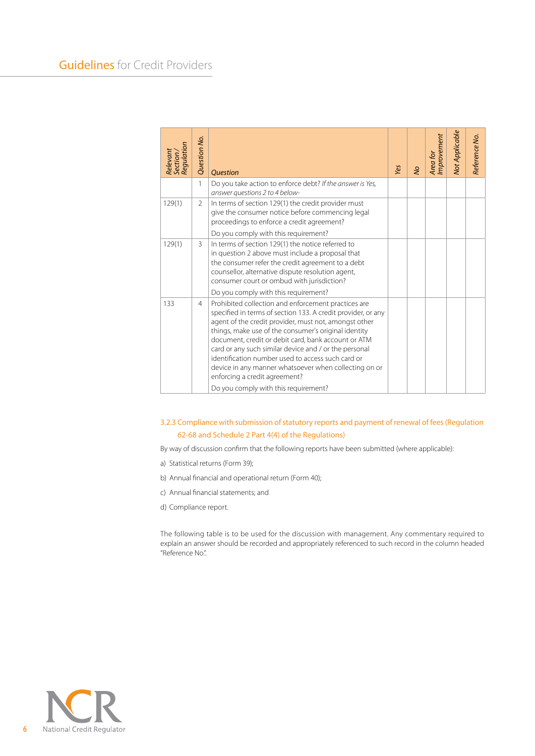| Relevant Section/ Regulation | Question No. | Question | Yes | No | Area for Improvement | Not Applicable | Reference No. |
|---|---|---|---|---|---|---|---|
| | 1 | Do you take action to enforce debt? *If the answer is Yes, answer questions 2 to 4 below-* | | | | | |
| 129(1) | 2 | In terms of section 129(1) the credit provider must give the consumer notice before commencing legal proceedings to enforce a credit agreement?<br><br>Do you comply with this requirement? | | | | | |
| 129(1) | 3 | In terms of section 129(1) the notice referred to in question 2 above must include a proposal that the consumer refer the credit agreement to a debt counsellor, alternative dispute resolution agent, consumer court or ombud with jurisdiction?<br><br>Do you comply with this requirement? | | | | | |
| 133 | 4 | Prohibited collection and enforcement practices are specified in terms of section 133. A credit provider, or any agent of the credit provider, must not, amongst other things, make use of the consumer's original identity document, credit or debit card, bank account or ATM card or any such similar device and / or the personal identification number used to access such card or device in any manner whatsoever when collecting on or enforcing a credit agreement?<br><br>Do you comply with this requirement? | | | | | |

### 3.2.3 Compliance with submission of statutory reports and payment of renewal of fees (Regulation 62-68 and Schedule 2 Part 4(4) of the Regulations)

By way of discussion confirm that the following reports have been submitted (where applicable):

a) Statistical returns (Form 39);

b) Annual financial and operational return (Form 40);

c) Annual financial statements; and

d) Compliance report.

The following table is to be used for the discussion with management. Any commentary required to explain an answer should be recorded and appropriately referenced to such record in the column headed "Reference No.".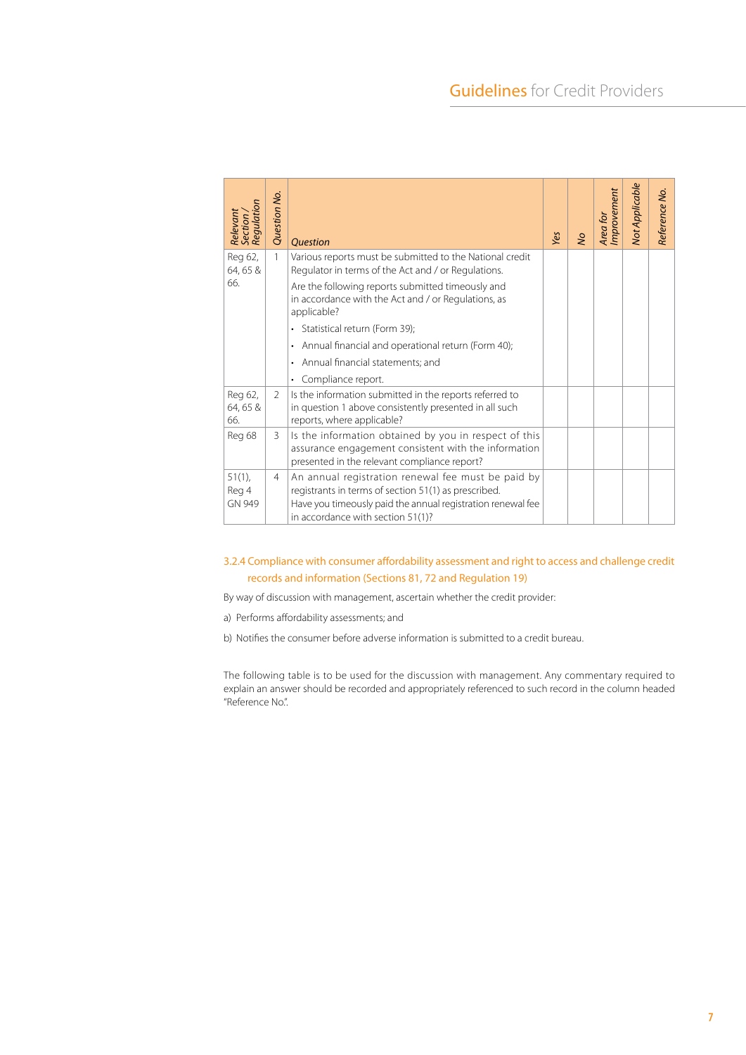| *Relevant Section / Regulation* | *Question No.* | *Question* | *Yes* | *No* | *Area for Improvement* | *Not Applicable* | *Reference No.* |
|---|---|---|---|---|---|---|---|
| Reg 62, 64, 65 & 66. | 1 | Various reports must be submitted to the National credit Regulator in terms of the Act and / or Regulations.<br>Are the following reports submitted timeously and in accordance with the Act and / or Regulations, as applicable?<br>• Statistical return (Form 39);<br>• Annual financial and operational return (Form 40);<br>• Annual financial statements; and<br>• Compliance report. | | | | | |
| Reg 62, 64, 65 & 66. | 2 | Is the information submitted in the reports referred to in question 1 above consistently presented in all such reports, where applicable? | | | | | |
| Reg 68 | 3 | Is the information obtained by you in respect of this assurance engagement consistent with the information presented in the relevant compliance report? | | | | | |
| 51(1), Reg 4 GN 949 | 4 | An annual registration renewal fee must be paid by registrants in terms of section 51(1) as prescribed.<br>Have you timeously paid the annual registration renewal fee in accordance with section 51(1)? | | | | | |

### 3.2.4 Compliance with consumer affordability assessment and right to access and challenge credit records and information (Sections 81, 72 and Regulation 19)

By way of discussion with management, ascertain whether the credit provider:

a) Performs affordability assessments; and

b) Notifies the consumer before adverse information is submitted to a credit bureau.

The following table is to be used for the discussion with management. Any commentary required to explain an answer should be recorded and appropriately referenced to such record in the column headed "Reference No.".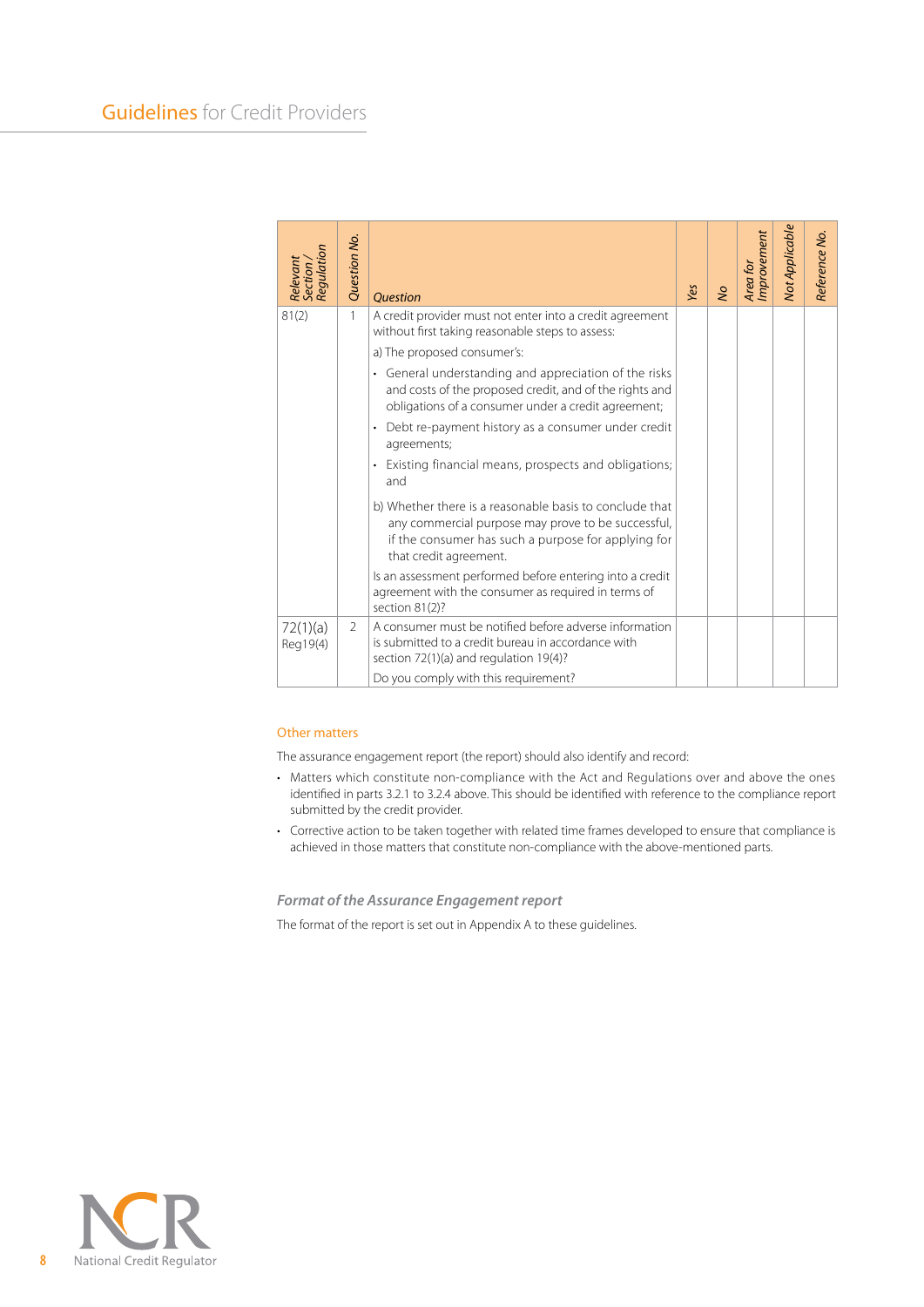| *Relevant Section / Regulation* | *Question No.* | *Question* | *Yes* | *No* | *Area for Improvement* | *Not Applicable* | *Reference No.* |
|---|---|---|---|---|---|---|---|
| 81(2) | 1 | A credit provider must not enter into a credit agreement without first taking reasonable steps to assess:<br>a) The proposed consumer's:<br>• General understanding and appreciation of the risks and costs of the proposed credit, and of the rights and obligations of a consumer under a credit agreement;<br>• Debt re-payment history as a consumer under credit agreements;<br>• Existing financial means, prospects and obligations; and<br>b) Whether there is a reasonable basis to conclude that any commercial purpose may prove to be successful, if the consumer has such a purpose for applying for that credit agreement.<br>Is an assessment performed before entering into a credit agreement with the consumer as required in terms of section 81(2)? | | | | | |
| 72(1)(a)<br>Reg19(4) | 2 | A consumer must be notified before adverse information is submitted to a credit bureau in accordance with section 72(1)(a) and regulation 19(4)?<br>Do you comply with this requirement? | | | | | |

### Other matters

The assurance engagement report (the report) should also identify and record:

- Matters which constitute non-compliance with the Act and Regulations over and above the ones identified in parts 3.2.1 to 3.2.4 above. This should be identified with reference to the compliance report submitted by the credit provider.
- Corrective action to be taken together with related time frames developed to ensure that compliance is achieved in those matters that constitute non-compliance with the above-mentioned parts.

### *Format of the Assurance Engagement report*

The format of the report is set out in Appendix A to these guidelines.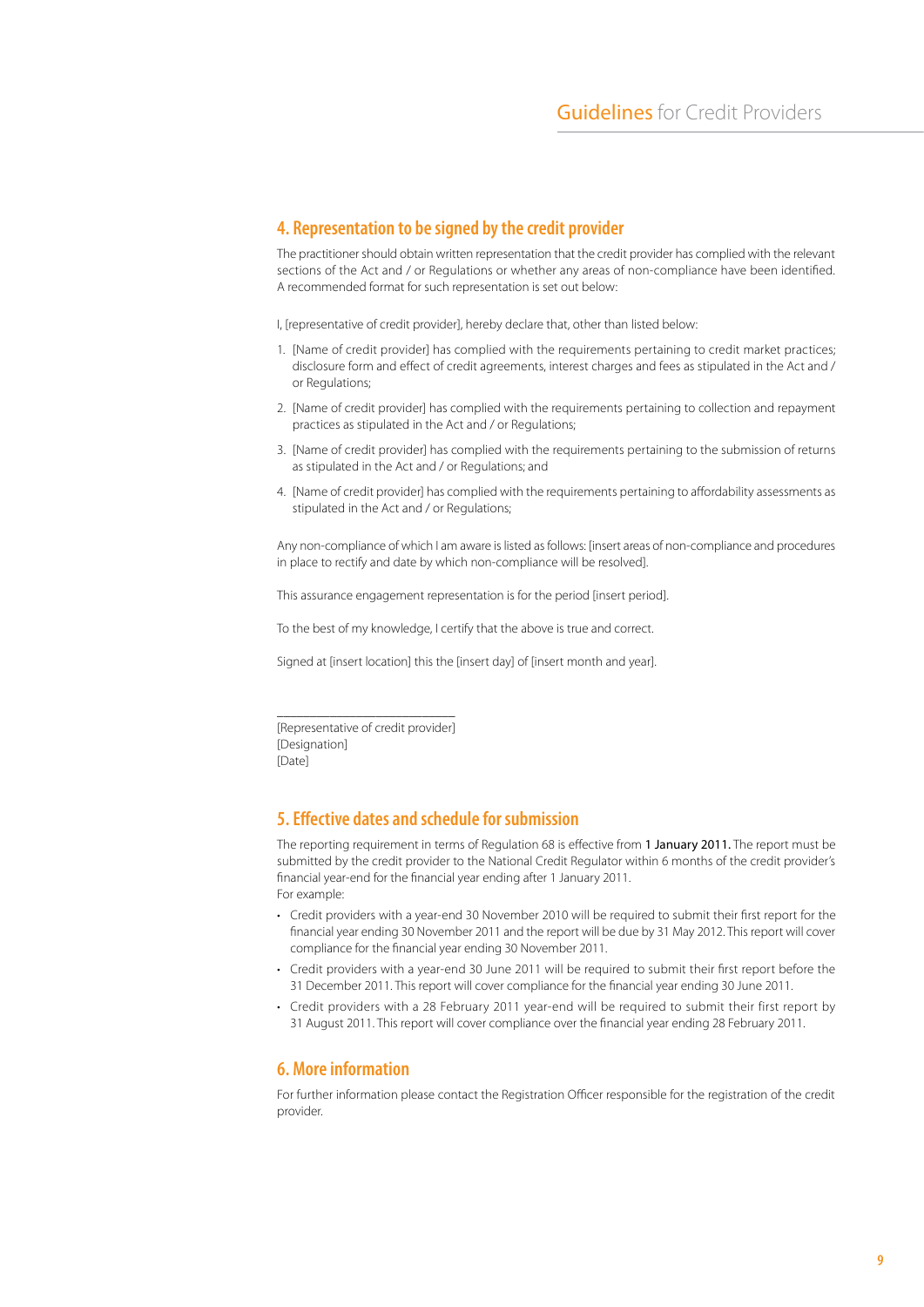## 4. Representation to be signed by the credit provider

The practitioner should obtain written representation that the credit provider has complied with the relevant sections of the Act and / or Regulations or whether any areas of non-compliance have been identified. A recommended format for such representation is set out below:

I, [representative of credit provider], hereby declare that, other than listed below:

1. [Name of credit provider] has complied with the requirements pertaining to credit market practices; disclosure form and effect of credit agreements, interest charges and fees as stipulated in the Act and / or Regulations;
2. [Name of credit provider] has complied with the requirements pertaining to collection and repayment practices as stipulated in the Act and / or Regulations;
3. [Name of credit provider] has complied with the requirements pertaining to the submission of returns as stipulated in the Act and / or Regulations; and
4. [Name of credit provider] has complied with the requirements pertaining to affordability assessments as stipulated in the Act and / or Regulations;

Any non-compliance of which I am aware is listed as follows: [insert areas of non-compliance and procedures in place to rectify and date by which non-compliance will be resolved].

This assurance engagement representation is for the period [insert period].

To the best of my knowledge, I certify that the above is true and correct.

Signed at [insert location] this the [insert day] of [insert month and year].

\_\_\_\_\_\_\_\_\_\_\_\_\_\_\_\_\_\_\_\_\_\_\_\_\_\_\_\_

[Representative of credit provider]
[Designation]
[Date]

## 5. Effective dates and schedule for submission

The reporting requirement in terms of Regulation 68 is effective from **1 January 2011.** The report must be submitted by the credit provider to the National Credit Regulator within 6 months of the credit provider's financial year-end for the financial year ending after 1 January 2011.
For example:

- Credit providers with a year-end 30 November 2010 will be required to submit their first report for the financial year ending 30 November 2011 and the report will be due by 31 May 2012. This report will cover compliance for the financial year ending 30 November 2011.
- Credit providers with a year-end 30 June 2011 will be required to submit their first report before the 31 December 2011. This report will cover compliance for the financial year ending 30 June 2011.
- Credit providers with a 28 February 2011 year-end will be required to submit their first report by 31 August 2011. This report will cover compliance over the financial year ending 28 February 2011.

## 6. More information

For further information please contact the Registration Officer responsible for the registration of the credit provider.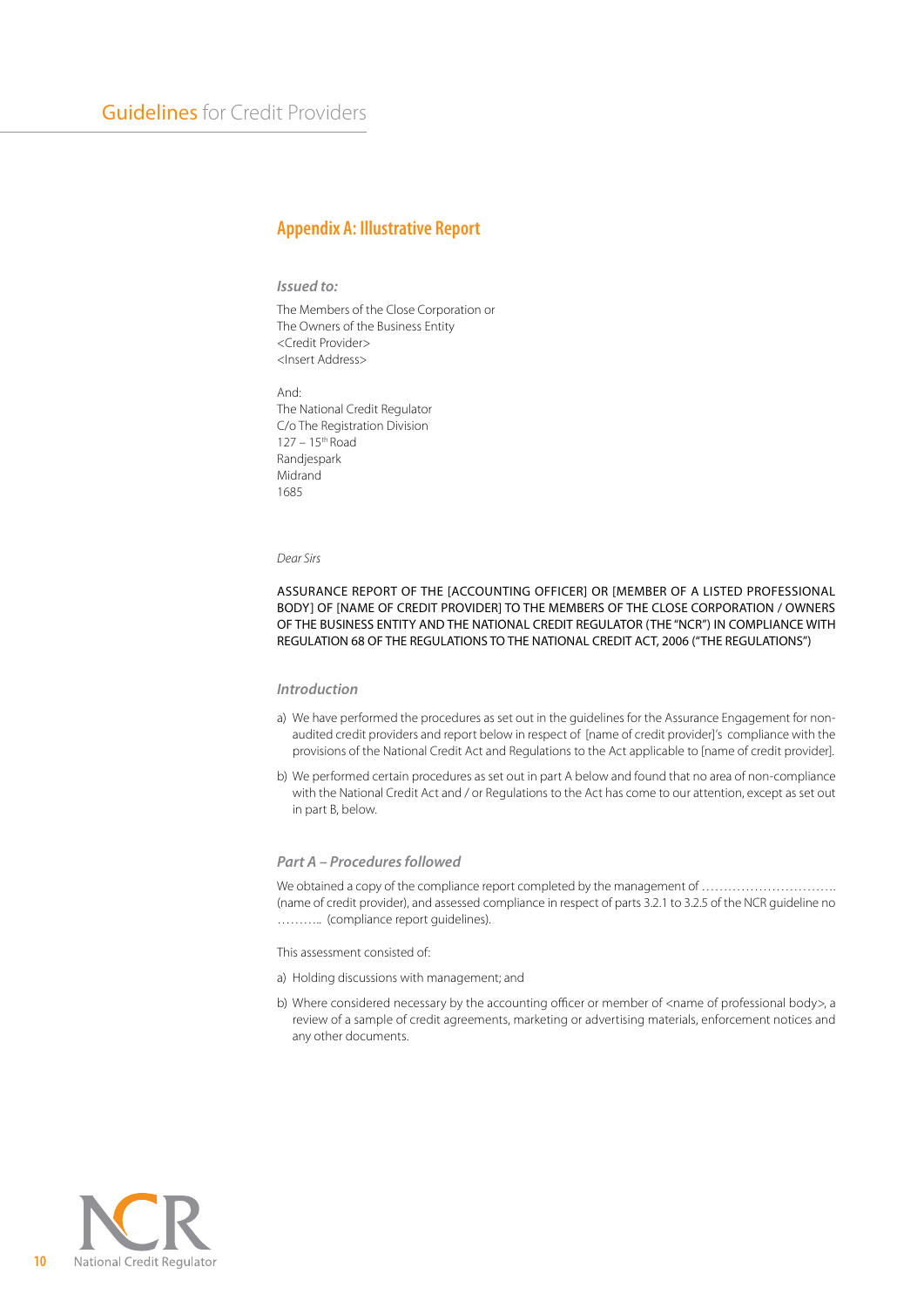## Appendix A: Illustrative Report

***Issued to:***

The Members of the Close Corporation or
The Owners of the Business Entity
<Credit Provider>
<Insert Address>

And:
The National Credit Regulator
C/o The Registration Division
127 – 15th Road
Randjespark
Midrand
1685

*Dear Sirs*

ASSURANCE REPORT OF THE [ACCOUNTING OFFICER] OR [MEMBER OF A LISTED PROFESSIONAL BODY] OF [NAME OF CREDIT PROVIDER] TO THE MEMBERS OF THE CLOSE CORPORATION / OWNERS OF THE BUSINESS ENTITY AND THE NATIONAL CREDIT REGULATOR (THE "NCR") IN COMPLIANCE WITH REGULATION 68 OF THE REGULATIONS TO THE NATIONAL CREDIT ACT, 2006 ("THE REGULATIONS")

### *Introduction*

a) We have performed the procedures as set out in the guidelines for the Assurance Engagement for non-audited credit providers and report below in respect of [name of credit provider]'s compliance with the provisions of the National Credit Act and Regulations to the Act applicable to [name of credit provider].

b) We performed certain procedures as set out in part A below and found that no area of non-compliance with the National Credit Act and / or Regulations to the Act has come to our attention, except as set out in part B, below.

### *Part A – Procedures followed*

We obtained a copy of the compliance report completed by the management of …………………………. (name of credit provider), and assessed compliance in respect of parts 3.2.1 to 3.2.5 of the NCR guideline no ……….. (compliance report guidelines).

This assessment consisted of:

a) Holding discussions with management; and

b) Where considered necessary by the accounting officer or member of <name of professional body>, a review of a sample of credit agreements, marketing or advertising materials, enforcement notices and any other documents.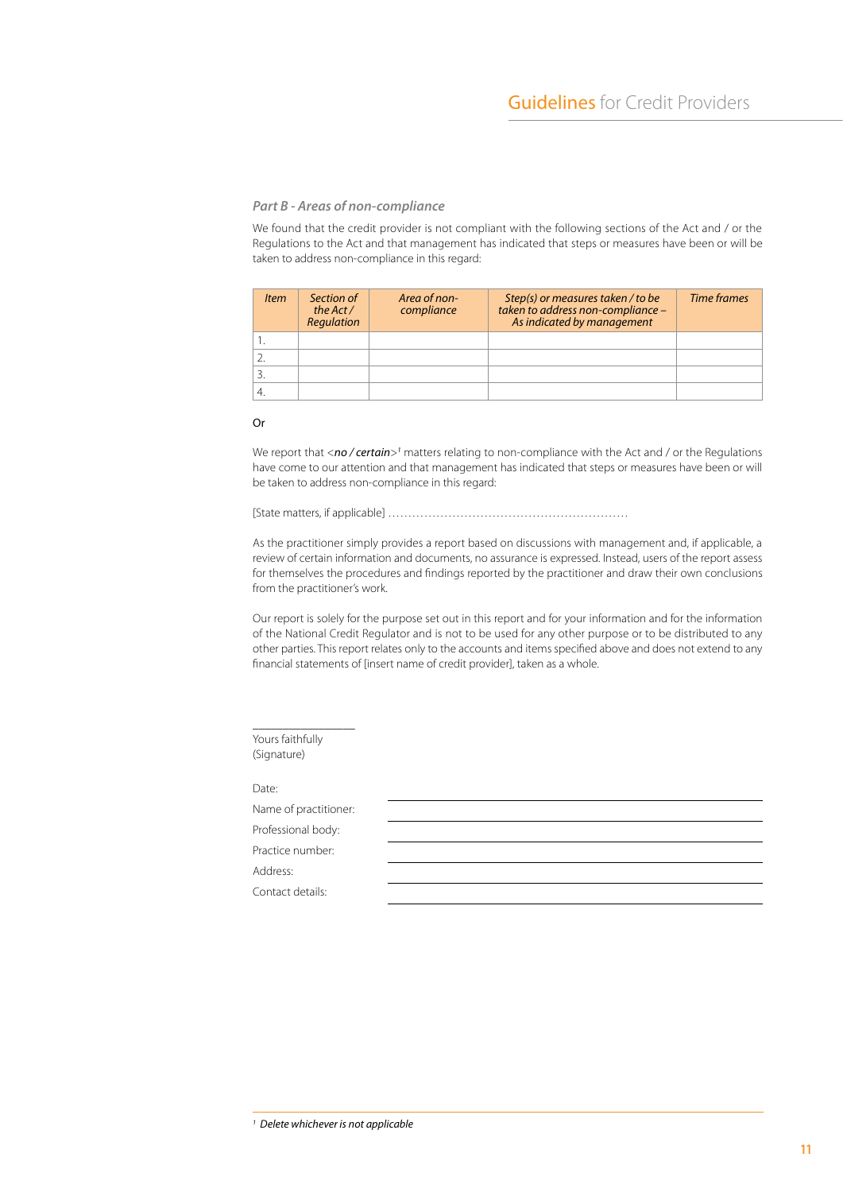*Part B - Areas of non-compliance*

We found that the credit provider is not compliant with the following sections of the Act and / or the Regulations to the Act and that management has indicated that steps or measures have been or will be taken to address non-compliance in this regard:

| *Item* | *Section of the Act / Regulation* | *Area of non-compliance* | *Step(s) or measures taken / to be taken to address non-compliance – As indicated by management* | *Time frames* |
|---|---|---|---|---|
| 1. | | | | |
| 2. | | | | |
| 3. | | | | |
| 4. | | | | |

Or

We report that <***no / certain***>[1] matters relating to non-compliance with the Act and / or the Regulations have come to our attention and that management has indicated that steps or measures have been or will be taken to address non-compliance in this regard:

[State matters, if applicable] …………………………………………………….

As the practitioner simply provides a report based on discussions with management and, if applicable, a review of certain information and documents, no assurance is expressed. Instead, users of the report assess for themselves the procedures and findings reported by the practitioner and draw their own conclusions from the practitioner's work.

Our report is solely for the purpose set out in this report and for your information and for the information of the National Credit Regulator and is not to be used for any other purpose or to be distributed to any other parties. This report relates only to the accounts and items specified above and does not extend to any financial statements of [insert name of credit provider], taken as a whole.

\_\_\_\_\_\_\_\_\_\_\_\_\_\_\_\_\_\_\_\_

Yours faithfully
(Signature)

Date: \_\_\_\_\_\_\_\_\_\_\_\_\_\_\_\_\_\_\_\_

Name of practitioner: \_\_\_\_\_\_\_\_\_\_\_\_\_\_\_\_\_\_\_\_

Professional body: \_\_\_\_\_\_\_\_\_\_\_\_\_\_\_\_\_\_\_\_

Practice number: \_\_\_\_\_\_\_\_\_\_\_\_\_\_\_\_\_\_\_\_

Address: \_\_\_\_\_\_\_\_\_\_\_\_\_\_\_\_\_\_\_\_

Contact details: \_\_\_\_\_\_\_\_\_\_\_\_\_\_\_\_\_\_\_\_

[1] *Delete whichever is not applicable*